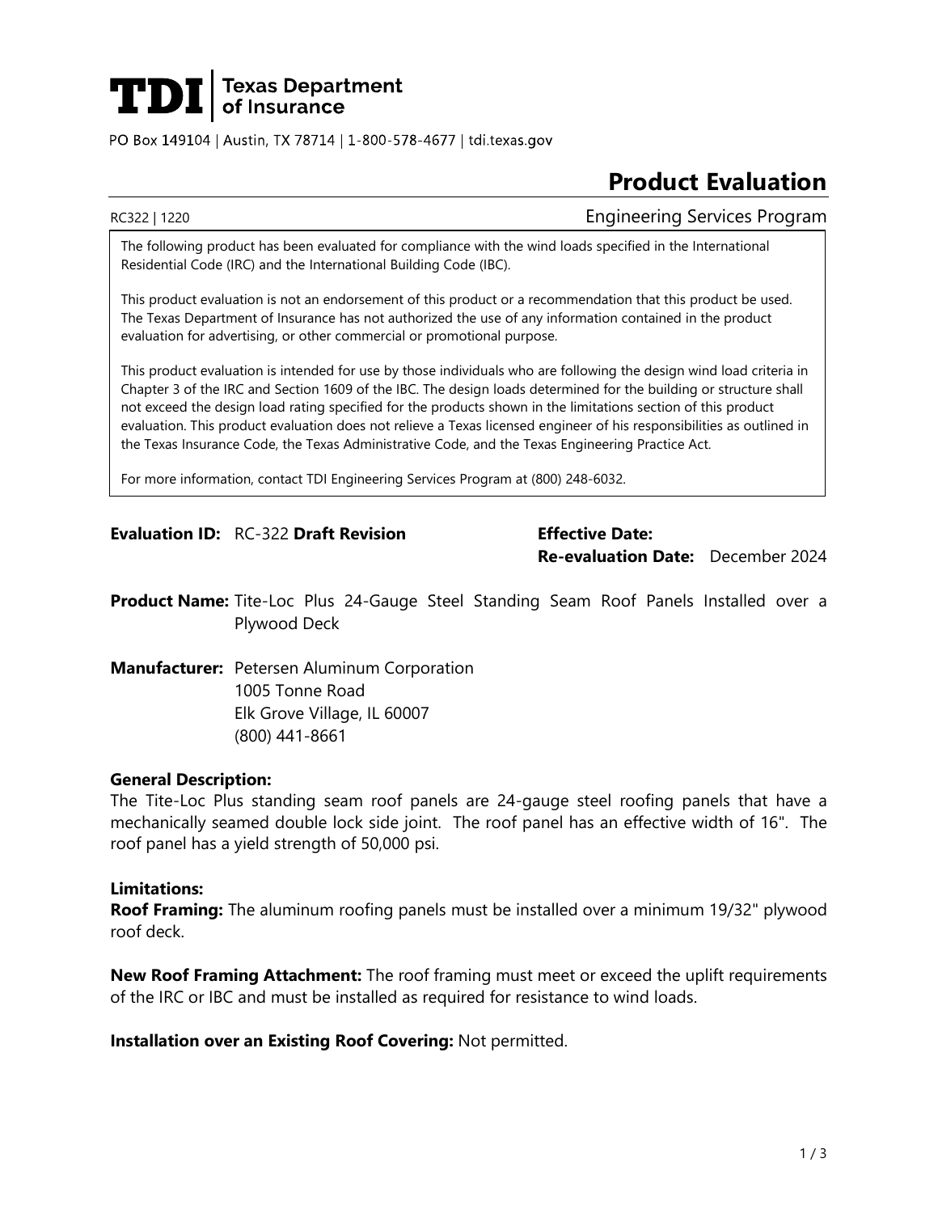**TDI** | Texas Department of Insurance

PO Box 149104 | Austin, TX 78714 | 1-800-578-4677 | tdi.texas.gov

# Product Evaluation

RC322 | 1220 — Engineering Services Program

> The following product has been evaluated for compliance with the wind loads specified in the International Residential Code (IRC) and the International Building Code (IBC).
>
> This product evaluation is not an endorsement of this product or a recommendation that this product be used. The Texas Department of Insurance has not authorized the use of any information contained in the product evaluation for advertising, or other commercial or promotional purpose.
>
> This product evaluation is intended for use by those individuals who are following the design wind load criteria in Chapter 3 of the IRC and Section 1609 of the IBC. The design loads determined for the building or structure shall not exceed the design load rating specified for the products shown in the limitations section of this product evaluation. This product evaluation does not relieve a Texas licensed engineer of his responsibilities as outlined in the Texas Insurance Code, the Texas Administrative Code, and the Texas Engineering Practice Act.
>
> For more information, contact TDI Engineering Services Program at (800) 248-6032.

**Evaluation ID:** RC-322 **Draft Revision**

**Effective Date:**

**Re-evaluation Date:** December 2024

**Product Name:** Tite-Loc Plus 24-Gauge Steel Standing Seam Roof Panels Installed over a Plywood Deck

**Manufacturer:** Petersen Aluminum Corporation
1005 Tonne Road
Elk Grove Village, IL 60007
(800) 441-8661

**General Description:**
The Tite-Loc Plus standing seam roof panels are 24-gauge steel roofing panels that have a mechanically seamed double lock side joint. The roof panel has an effective width of 16". The roof panel has a yield strength of 50,000 psi.

**Limitations:**
**Roof Framing:** The aluminum roofing panels must be installed over a minimum 19/32" plywood roof deck.

**New Roof Framing Attachment:** The roof framing must meet or exceed the uplift requirements of the IRC or IBC and must be installed as required for resistance to wind loads.

**Installation over an Existing Roof Covering:** Not permitted.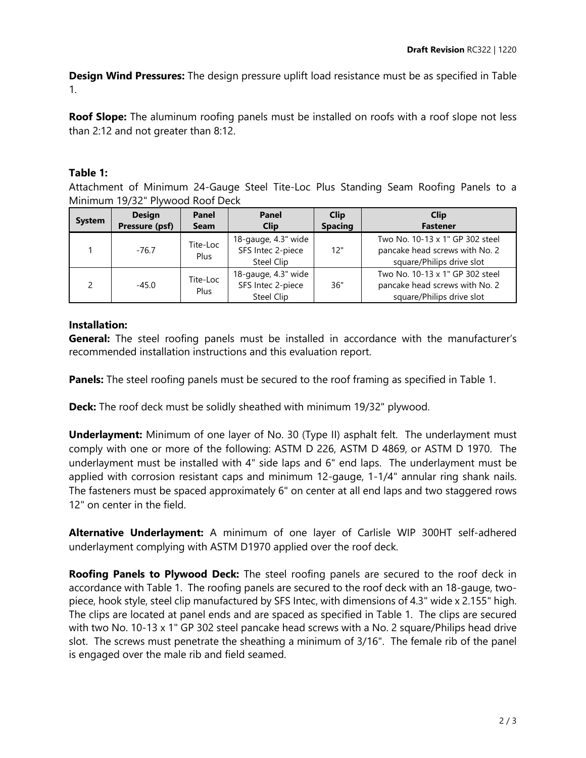**Design Wind Pressures:** The design pressure uplift load resistance must be as specified in Table 1.

**Roof Slope:** The aluminum roofing panels must be installed on roofs with a roof slope not less than 2:12 and not greater than 8:12.

**Table 1:**

Attachment of Minimum 24-Gauge Steel Tite-Loc Plus Standing Seam Roofing Panels to a Minimum 19/32" Plywood Roof Deck

| System | Design Pressure (psf) | Panel Seam | Panel Clip | Clip Spacing | Clip Fastener |
|---|---|---|---|---|---|
| 1 | -76.7 | Tite-Loc Plus | 18-gauge, 4.3" wide SFS Intec 2-piece Steel Clip | 12" | Two No. 10-13 x 1" GP 302 steel pancake head screws with No. 2 square/Philips drive slot |
| 2 | -45.0 | Tite-Loc Plus | 18-gauge, 4.3" wide SFS Intec 2-piece Steel Clip | 36" | Two No. 10-13 x 1" GP 302 steel pancake head screws with No. 2 square/Philips drive slot |

**Installation:**

**General:** The steel roofing panels must be installed in accordance with the manufacturer's recommended installation instructions and this evaluation report.

**Panels:** The steel roofing panels must be secured to the roof framing as specified in Table 1.

**Deck:** The roof deck must be solidly sheathed with minimum 19/32" plywood.

**Underlayment:** Minimum of one layer of No. 30 (Type II) asphalt felt. The underlayment must comply with one or more of the following: ASTM D 226, ASTM D 4869, or ASTM D 1970. The underlayment must be installed with 4" side laps and 6" end laps. The underlayment must be applied with corrosion resistant caps and minimum 12-gauge, 1-1/4" annular ring shank nails. The fasteners must be spaced approximately 6" on center at all end laps and two staggered rows 12" on center in the field.

**Alternative Underlayment:** A minimum of one layer of Carlisle WIP 300HT self-adhered underlayment complying with ASTM D1970 applied over the roof deck.

**Roofing Panels to Plywood Deck:** The steel roofing panels are secured to the roof deck in accordance with Table 1. The roofing panels are secured to the roof deck with an 18-gauge, two-piece, hook style, steel clip manufactured by SFS Intec, with dimensions of 4.3" wide x 2.155" high. The clips are located at panel ends and are spaced as specified in Table 1. The clips are secured with two No. 10-13 x 1" GP 302 steel pancake head screws with a No. 2 square/Philips head drive slot. The screws must penetrate the sheathing a minimum of 3/16". The female rib of the panel is engaged over the male rib and field seamed.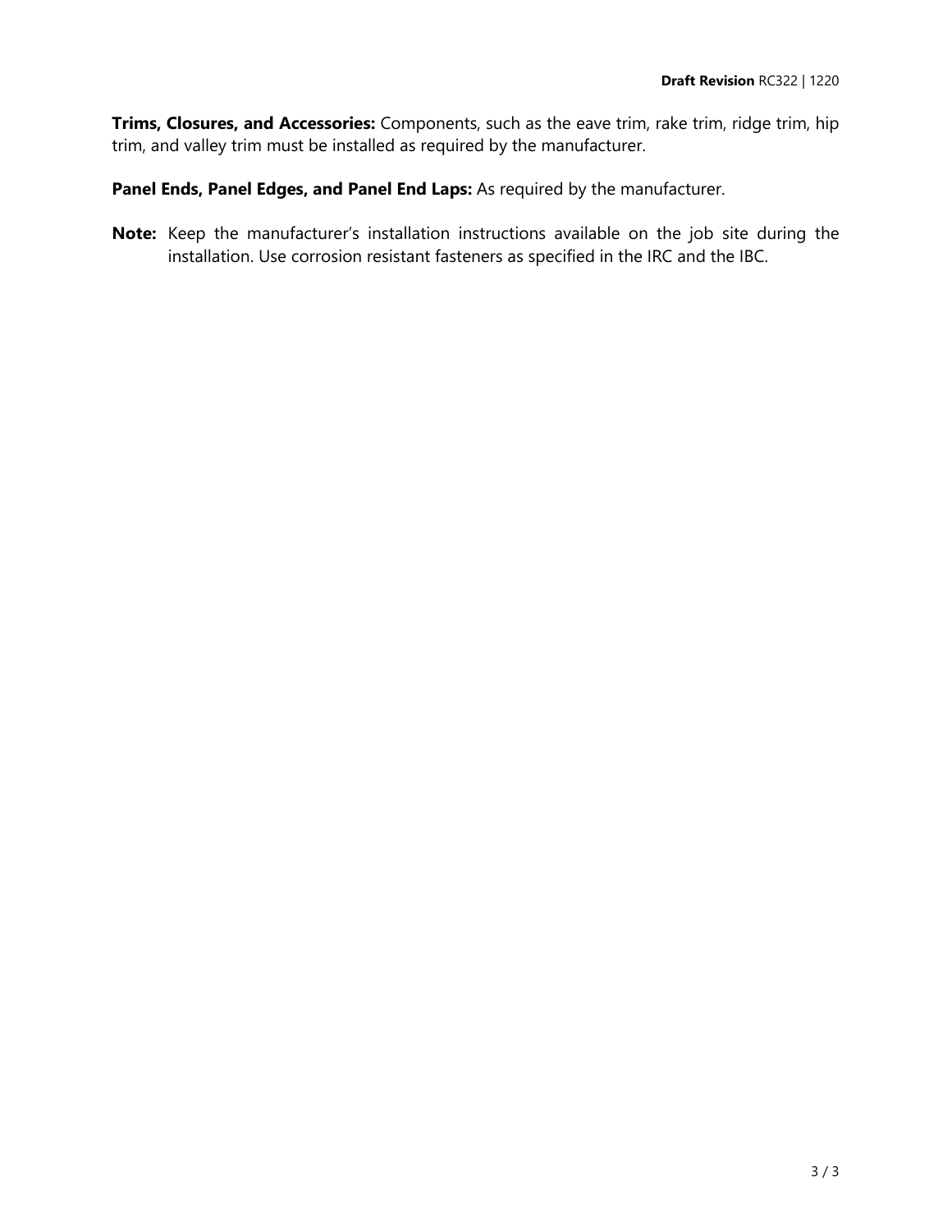**Trims, Closures, and Accessories:** Components, such as the eave trim, rake trim, ridge trim, hip trim, and valley trim must be installed as required by the manufacturer.

**Panel Ends, Panel Edges, and Panel End Laps:** As required by the manufacturer.

**Note:** Keep the manufacturer's installation instructions available on the job site during the installation. Use corrosion resistant fasteners as specified in the IRC and the IBC.